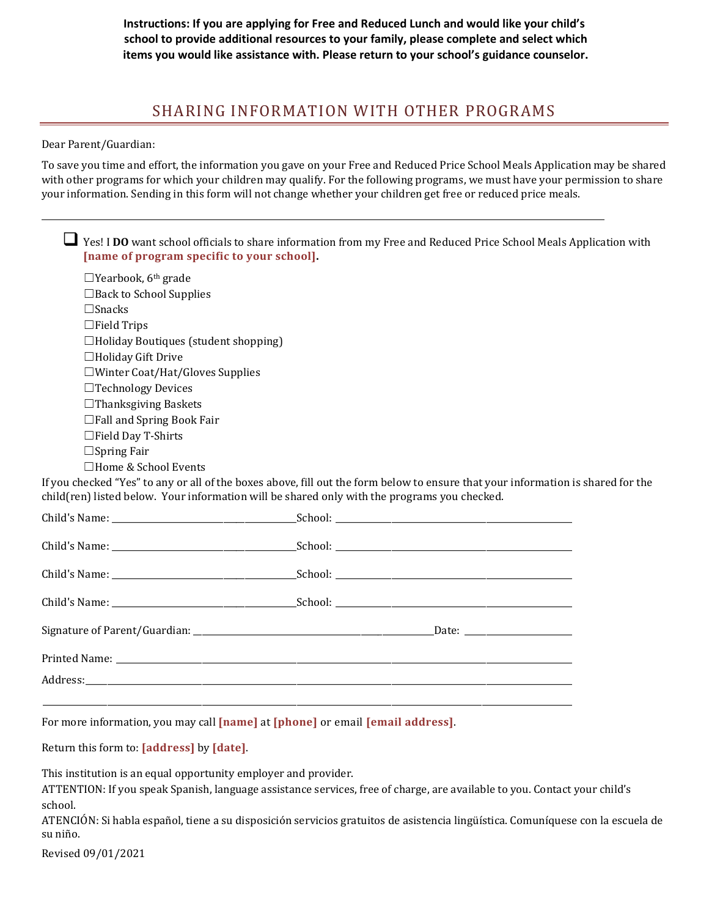**Instructions: If you are applying for Free and Reduced Lunch and would like your child's school to provide additional resources to your family, please complete and select which items you would like assistance with. Please return to your school's guidance counselor.**

# SHARING INFORMATION WITH OTHER PROGRAMS

Dear Parent/Guardian:

To save you time and effort, the information you gave on your Free and Reduced Price School Meals Application may be shared with other programs for which your children may qualify. For the following programs, we must have your permission to share your information. Sending in this form will not change whether your children get free or reduced price meals.

---

☐ Yes! I **DO** want school officials to share information from my Free and Reduced Price School Meals Application with **[name of program specific to your school].**

- ☐Yearbook, 6th grade
- ☐Back to School Supplies
- ☐Snacks
- ☐Field Trips
- ☐Holiday Boutiques (student shopping)
- ☐Holiday Gift Drive
- ☐Winter Coat/Hat/Gloves Supplies
- ☐Technology Devices
- ☐Thanksgiving Baskets
- ☐Fall and Spring Book Fair
- ☐Field Day T-Shirts
- ☐Spring Fair
- ☐Home & School Events

If you checked "Yes" to any or all of the boxes above, fill out the form below to ensure that your information is shared for the child(ren) listed below. Your information will be shared only with the programs you checked.

Child's Name: ______________________ School: ______________________

Child's Name: ______________________ School: ______________________

Child's Name: ______________________ School: ______________________

Child's Name: ______________________ School: ______________________

Signature of Parent/Guardian: ______________________ Date: ____________

Printed Name: ______________________________________________

Address: ______________________________________________

______________________________________________

For more information, you may call **[name]** at **[phone]** or email **[email address]**.

Return this form to: **[address]** by **[date]**.

This institution is an equal opportunity employer and provider.

ATTENTION: If you speak Spanish, language assistance services, free of charge, are available to you. Contact your child's school.

ATENCIÓN: Si habla español, tiene a su disposición servicios gratuitos de asistencia lingüística. Comuníquese con la escuela de su niño.

Revised 09/01/2021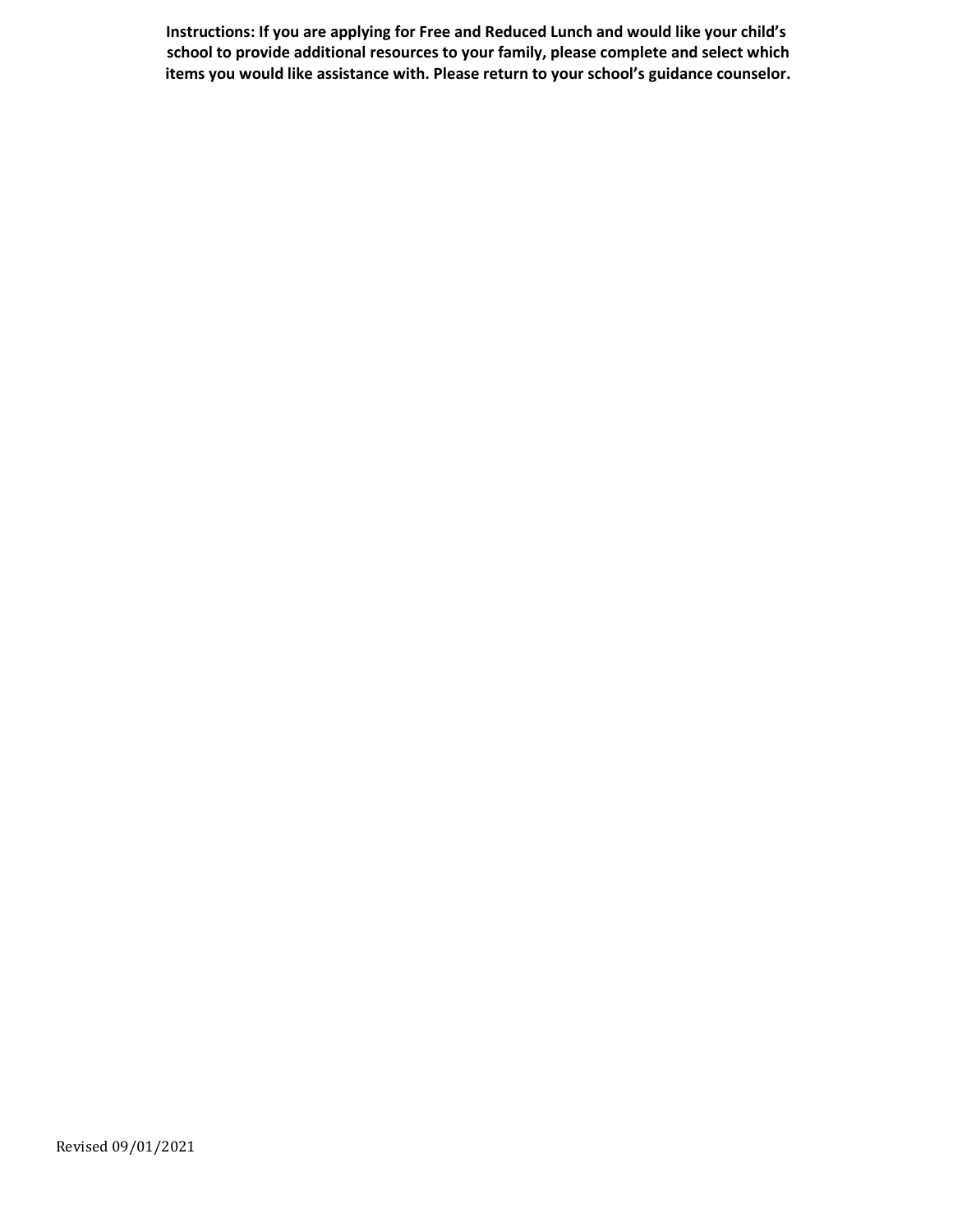**Instructions: If you are applying for Free and Reduced Lunch and would like your child's school to provide additional resources to your family, please complete and select which items you would like assistance with. Please return to your school's guidance counselor.**

Revised 09/01/2021